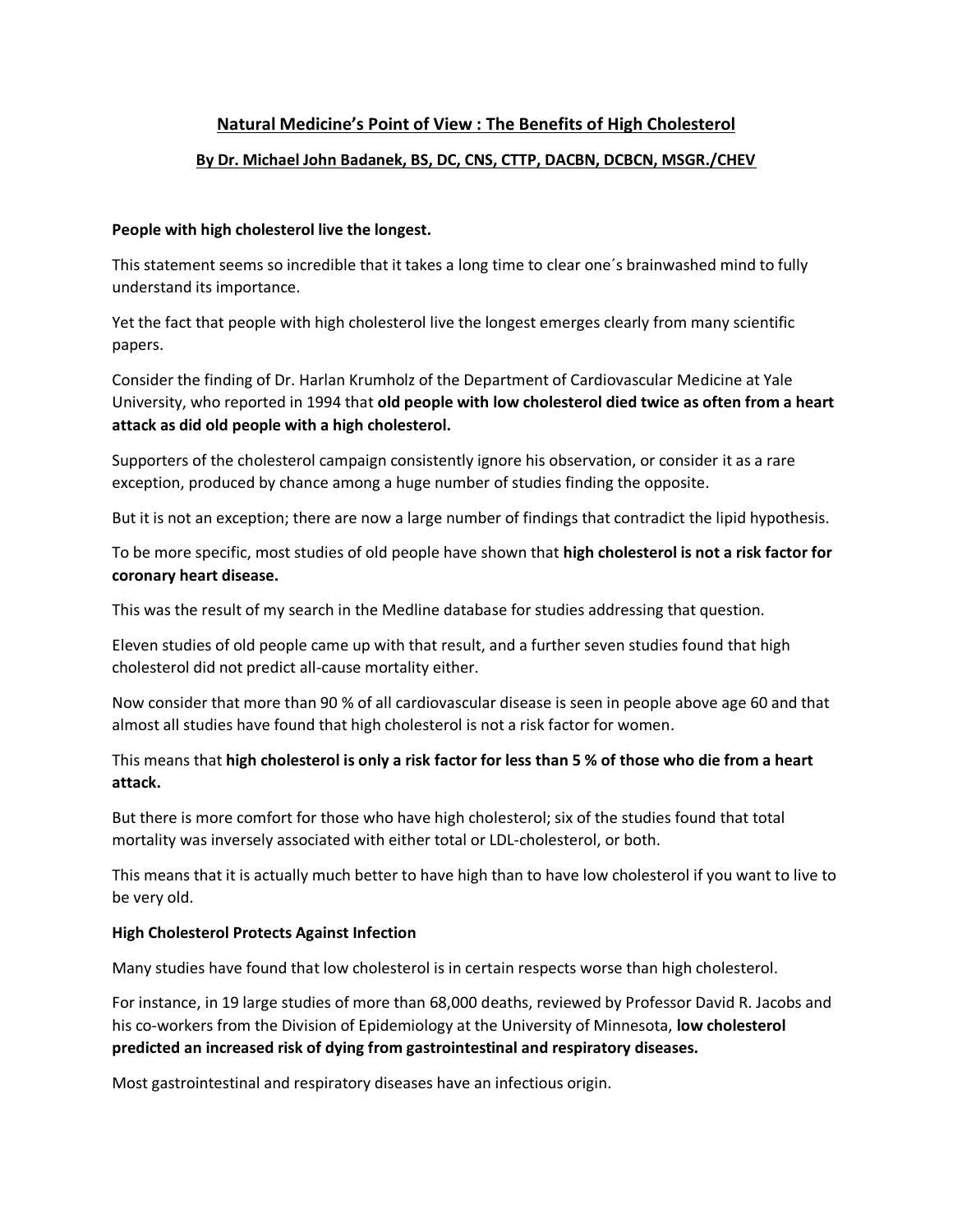# Natural Medicine's Point of View : The Benefits of High Cholesterol

## By Dr. Michael John Badanek, BS, DC, CNS, CTTP, DACBN, DCBCN, MSGR./CHEV

**People with high cholesterol live the longest.**

This statement seems so incredible that it takes a long time to clear one´s brainwashed mind to fully understand its importance.

Yet the fact that people with high cholesterol live the longest emerges clearly from many scientific papers.

Consider the finding of Dr. Harlan Krumholz of the Department of Cardiovascular Medicine at Yale University, who reported in 1994 that **old people with low cholesterol died twice as often from a heart attack as did old people with a high cholesterol.**

Supporters of the cholesterol campaign consistently ignore his observation, or consider it as a rare exception, produced by chance among a huge number of studies finding the opposite.

But it is not an exception; there are now a large number of findings that contradict the lipid hypothesis.

To be more specific, most studies of old people have shown that **high cholesterol is not a risk factor for coronary heart disease.**

This was the result of my search in the Medline database for studies addressing that question.

Eleven studies of old people came up with that result, and a further seven studies found that high cholesterol did not predict all-cause mortality either.

Now consider that more than 90 % of all cardiovascular disease is seen in people above age 60 and that almost all studies have found that high cholesterol is not a risk factor for women.

This means that **high cholesterol is only a risk factor for less than 5 % of those who die from a heart attack.**

But there is more comfort for those who have high cholesterol; six of the studies found that total mortality was inversely associated with either total or LDL-cholesterol, or both.

This means that it is actually much better to have high than to have low cholesterol if you want to live to be very old.

**High Cholesterol Protects Against Infection**

Many studies have found that low cholesterol is in certain respects worse than high cholesterol.

For instance, in 19 large studies of more than 68,000 deaths, reviewed by Professor David R. Jacobs and his co-workers from the Division of Epidemiology at the University of Minnesota, **low cholesterol predicted an increased risk of dying from gastrointestinal and respiratory diseases.**

Most gastrointestinal and respiratory diseases have an infectious origin.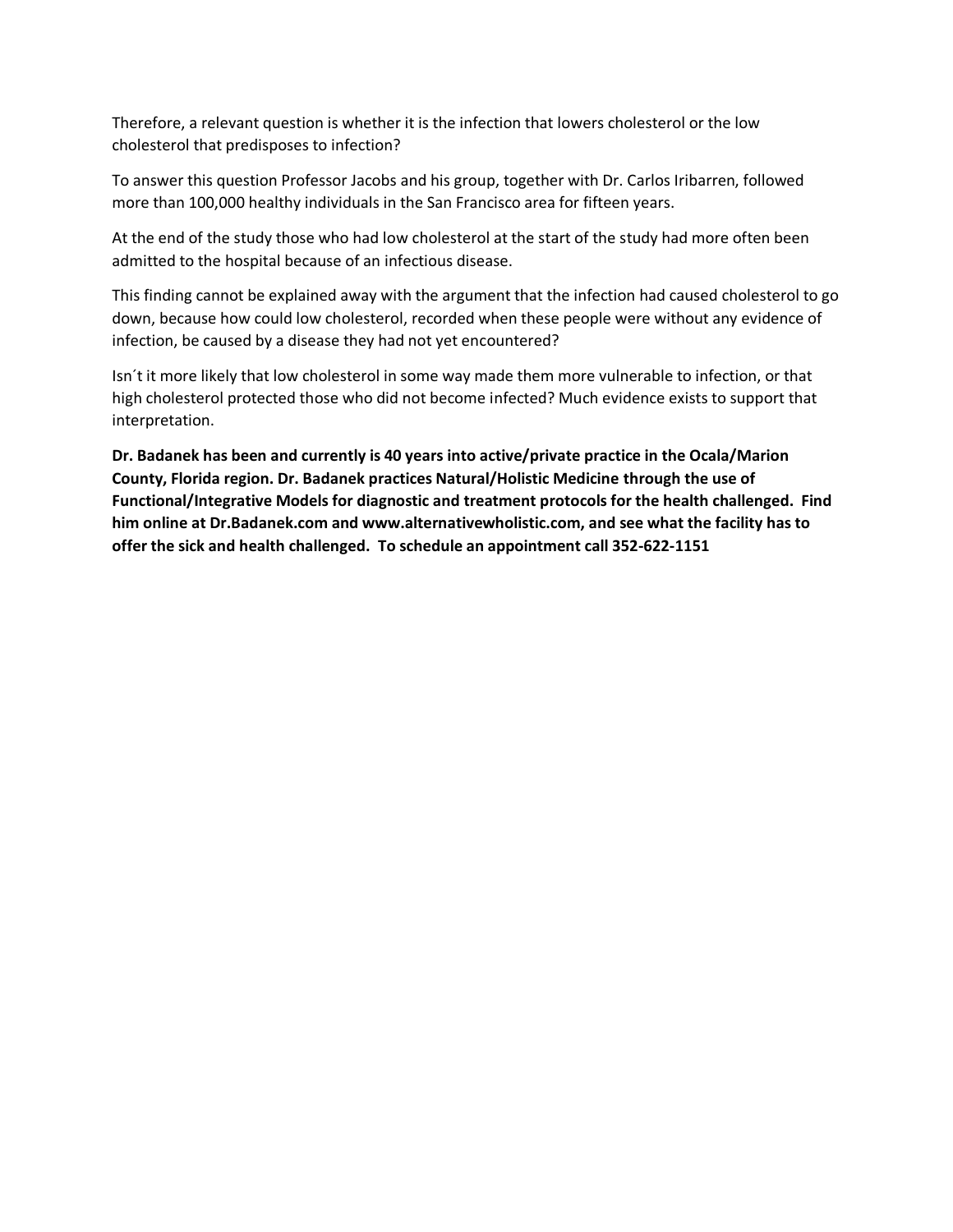Therefore, a relevant question is whether it is the infection that lowers cholesterol or the low cholesterol that predisposes to infection?

To answer this question Professor Jacobs and his group, together with Dr. Carlos Iribarren, followed more than 100,000 healthy individuals in the San Francisco area for fifteen years.

At the end of the study those who had low cholesterol at the start of the study had more often been admitted to the hospital because of an infectious disease.

This finding cannot be explained away with the argument that the infection had caused cholesterol to go down, because how could low cholesterol, recorded when these people were without any evidence of infection, be caused by a disease they had not yet encountered?

Isn´t it more likely that low cholesterol in some way made them more vulnerable to infection, or that high cholesterol protected those who did not become infected? Much evidence exists to support that interpretation.

**Dr. Badanek has been and currently is 40 years into active/private practice in the Ocala/Marion County, Florida region. Dr. Badanek practices Natural/Holistic Medicine through the use of Functional/Integrative Models for diagnostic and treatment protocols for the health challenged. Find him online at Dr.Badanek.com and www.alternativewholistic.com, and see what the facility has to offer the sick and health challenged. To schedule an appointment call 352-622-1151**